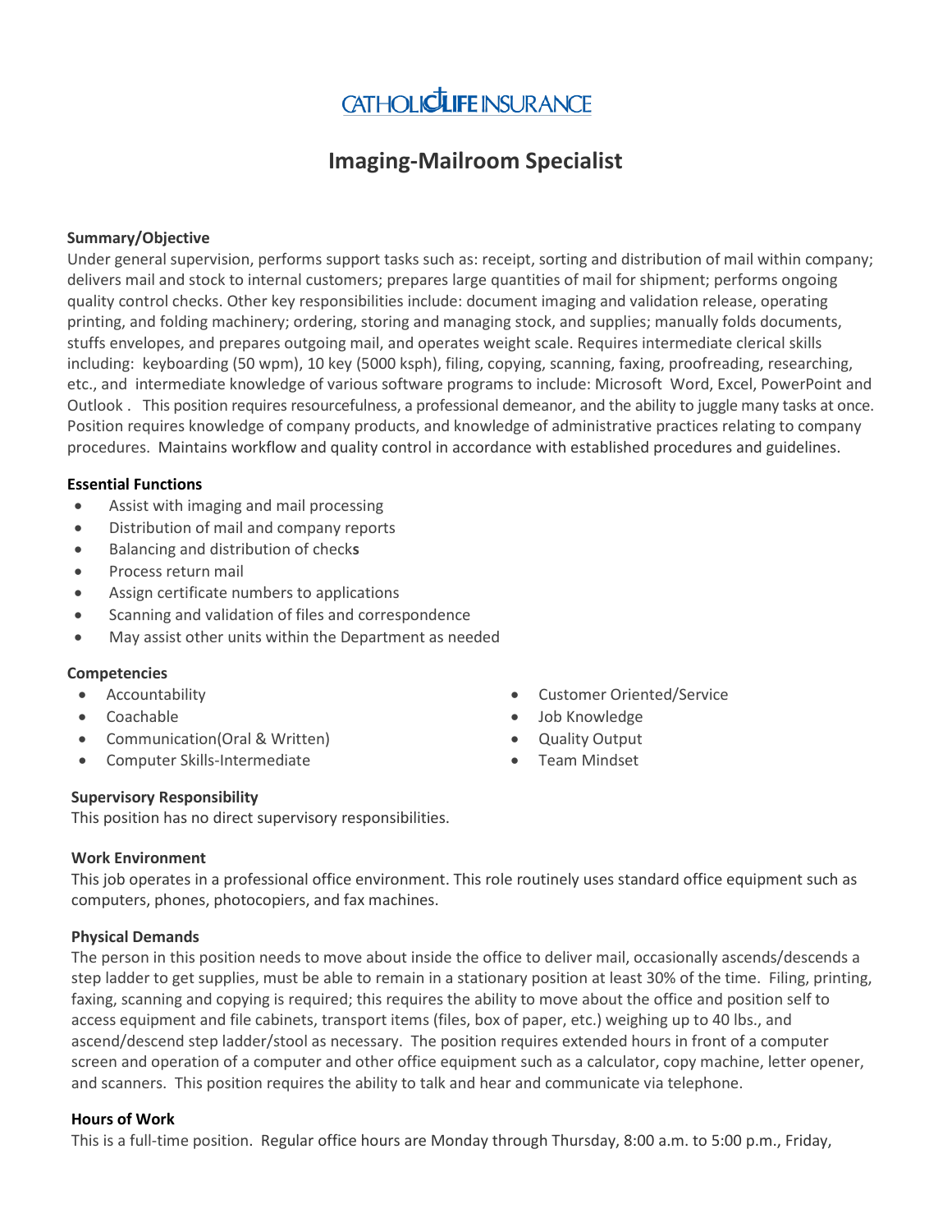CATHOLIC LIFE INSURANCE

# Imaging-Mailroom Specialist

**Summary/Objective**

Under general supervision, performs support tasks such as: receipt, sorting and distribution of mail within company; delivers mail and stock to internal customers; prepares large quantities of mail for shipment; performs ongoing quality control checks. Other key responsibilities include: document imaging and validation release, operating printing, and folding machinery; ordering, storing and managing stock, and supplies; manually folds documents, stuffs envelopes, and prepares outgoing mail, and operates weight scale. Requires intermediate clerical skills including: keyboarding (50 wpm), 10 key (5000 ksph), filing, copying, scanning, faxing, proofreading, researching, etc., and intermediate knowledge of various software programs to include: Microsoft Word, Excel, PowerPoint and Outlook . This position requires resourcefulness, a professional demeanor, and the ability to juggle many tasks at once. Position requires knowledge of company products, and knowledge of administrative practices relating to company procedures. Maintains workflow and quality control in accordance with established procedures and guidelines.

**Essential Functions**

- Assist with imaging and mail processing
- Distribution of mail and company reports
- Balancing and distribution of checks
- Process return mail
- Assign certificate numbers to applications
- Scanning and validation of files and correspondence
- May assist other units within the Department as needed

**Competencies**

- Accountability
- Coachable
- Communication(Oral & Written)
- Computer Skills-Intermediate
- Customer Oriented/Service
- Job Knowledge
- Quality Output
- Team Mindset

**Supervisory Responsibility**

This position has no direct supervisory responsibilities.

**Work Environment**

This job operates in a professional office environment. This role routinely uses standard office equipment such as computers, phones, photocopiers, and fax machines.

**Physical Demands**

The person in this position needs to move about inside the office to deliver mail, occasionally ascends/descends a step ladder to get supplies, must be able to remain in a stationary position at least 30% of the time. Filing, printing, faxing, scanning and copying is required; this requires the ability to move about the office and position self to access equipment and file cabinets, transport items (files, box of paper, etc.) weighing up to 40 lbs., and ascend/descend step ladder/stool as necessary. The position requires extended hours in front of a computer screen and operation of a computer and other office equipment such as a calculator, copy machine, letter opener, and scanners. This position requires the ability to talk and hear and communicate via telephone.

**Hours of Work**

This is a full-time position. Regular office hours are Monday through Thursday, 8:00 a.m. to 5:00 p.m., Friday,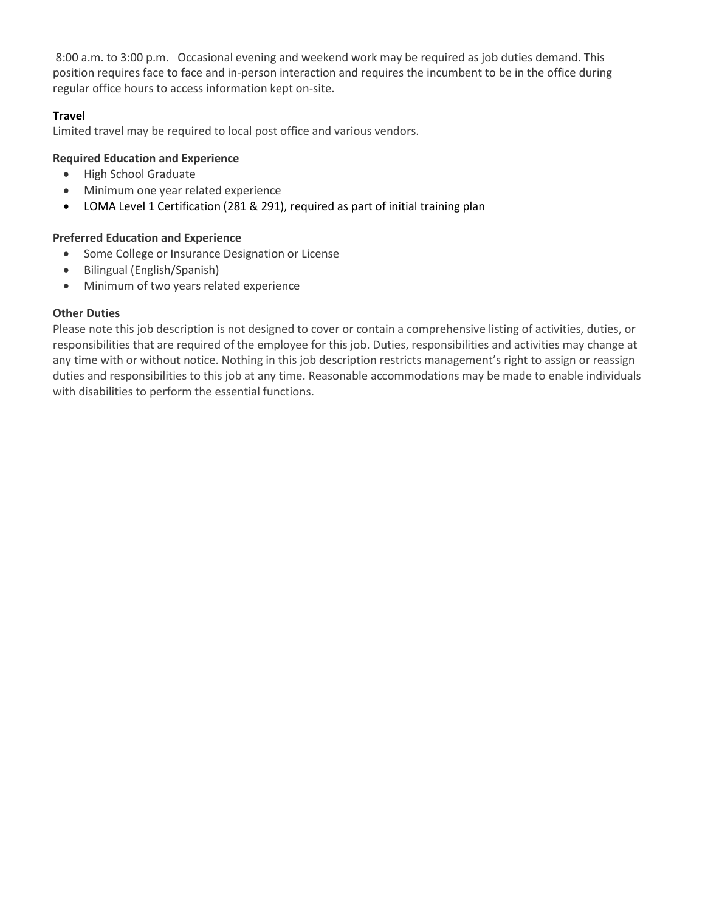8:00 a.m. to 3:00 p.m. Occasional evening and weekend work may be required as job duties demand. This position requires face to face and in-person interaction and requires the incumbent to be in the office during regular office hours to access information kept on-site.

**Travel**

Limited travel may be required to local post office and various vendors.

**Required Education and Experience**

- High School Graduate
- Minimum one year related experience
- LOMA Level 1 Certification (281 & 291), required as part of initial training plan

**Preferred Education and Experience**

- Some College or Insurance Designation or License
- Bilingual (English/Spanish)
- Minimum of two years related experience

**Other Duties**

Please note this job description is not designed to cover or contain a comprehensive listing of activities, duties, or responsibilities that are required of the employee for this job. Duties, responsibilities and activities may change at any time with or without notice. Nothing in this job description restricts management's right to assign or reassign duties and responsibilities to this job at any time. Reasonable accommodations may be made to enable individuals with disabilities to perform the essential functions.